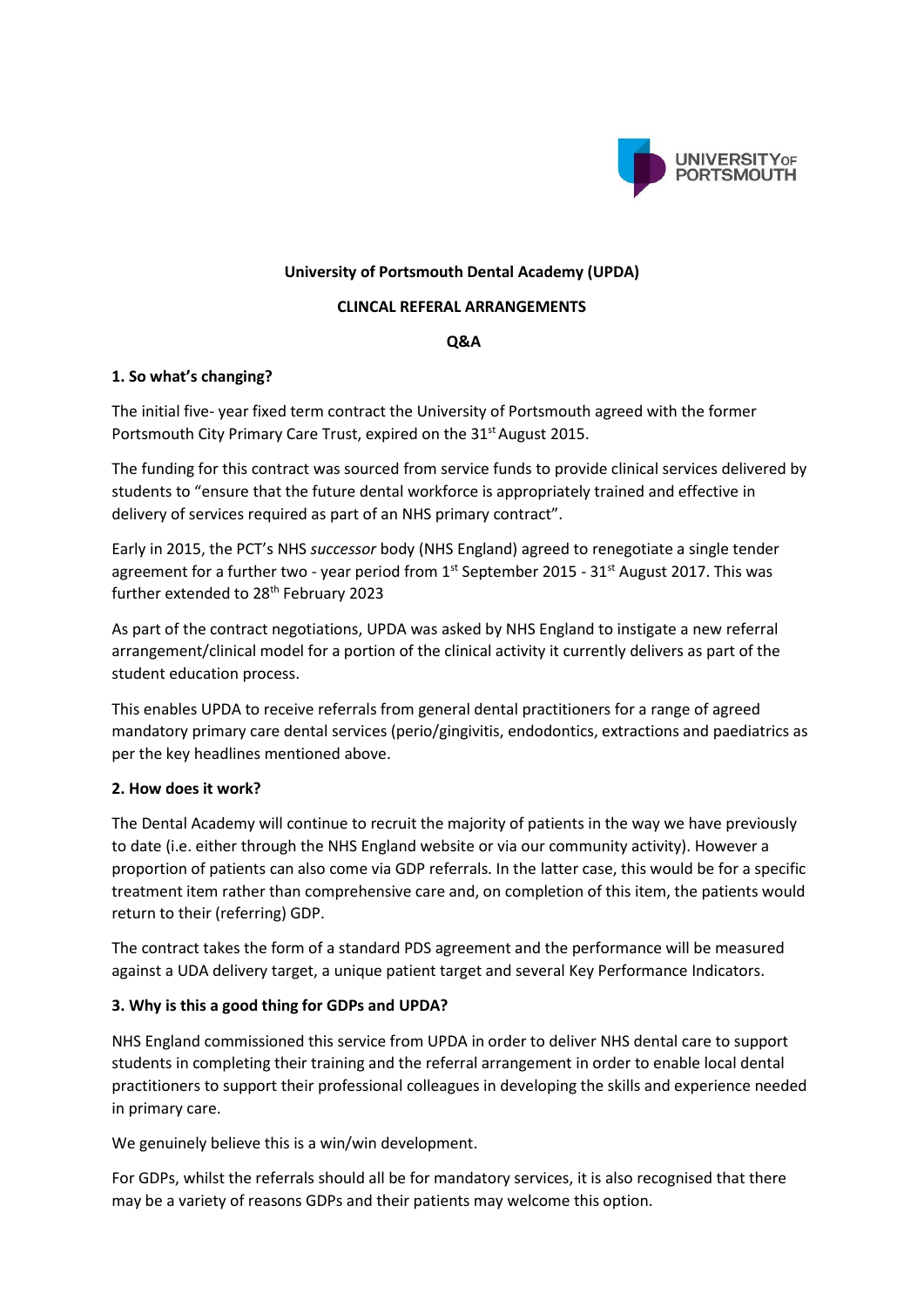**University of Portsmouth Dental Academy (UPDA)**

**CLINCAL REFERAL ARRANGEMENTS**

**Q&A**

**1. So what's changing?**

The initial five- year fixed term contract the University of Portsmouth agreed with the former Portsmouth City Primary Care Trust, expired on the 31st August 2015.

The funding for this contract was sourced from service funds to provide clinical services delivered by students to "ensure that the future dental workforce is appropriately trained and effective in delivery of services required as part of an NHS primary contract".

Early in 2015, the PCT's NHS *successor* body (NHS England) agreed to renegotiate a single tender agreement for a further two - year period from 1st September 2015 - 31st August 2017. This was further extended to 28th February 2023

As part of the contract negotiations, UPDA was asked by NHS England to instigate a new referral arrangement/clinical model for a portion of the clinical activity it currently delivers as part of the student education process.

This enables UPDA to receive referrals from general dental practitioners for a range of agreed mandatory primary care dental services (perio/gingivitis, endodontics, extractions and paediatrics as per the key headlines mentioned above.

**2. How does it work?**

The Dental Academy will continue to recruit the majority of patients in the way we have previously to date (i.e. either through the NHS England website or via our community activity). However a proportion of patients can also come via GDP referrals. In the latter case, this would be for a specific treatment item rather than comprehensive care and, on completion of this item, the patients would return to their (referring) GDP.

The contract takes the form of a standard PDS agreement and the performance will be measured against a UDA delivery target, a unique patient target and several Key Performance Indicators.

**3. Why is this a good thing for GDPs and UPDA?**

NHS England commissioned this service from UPDA in order to deliver NHS dental care to support students in completing their training and the referral arrangement in order to enable local dental practitioners to support their professional colleagues in developing the skills and experience needed in primary care.

We genuinely believe this is a win/win development.

For GDPs, whilst the referrals should all be for mandatory services, it is also recognised that there may be a variety of reasons GDPs and their patients may welcome this option.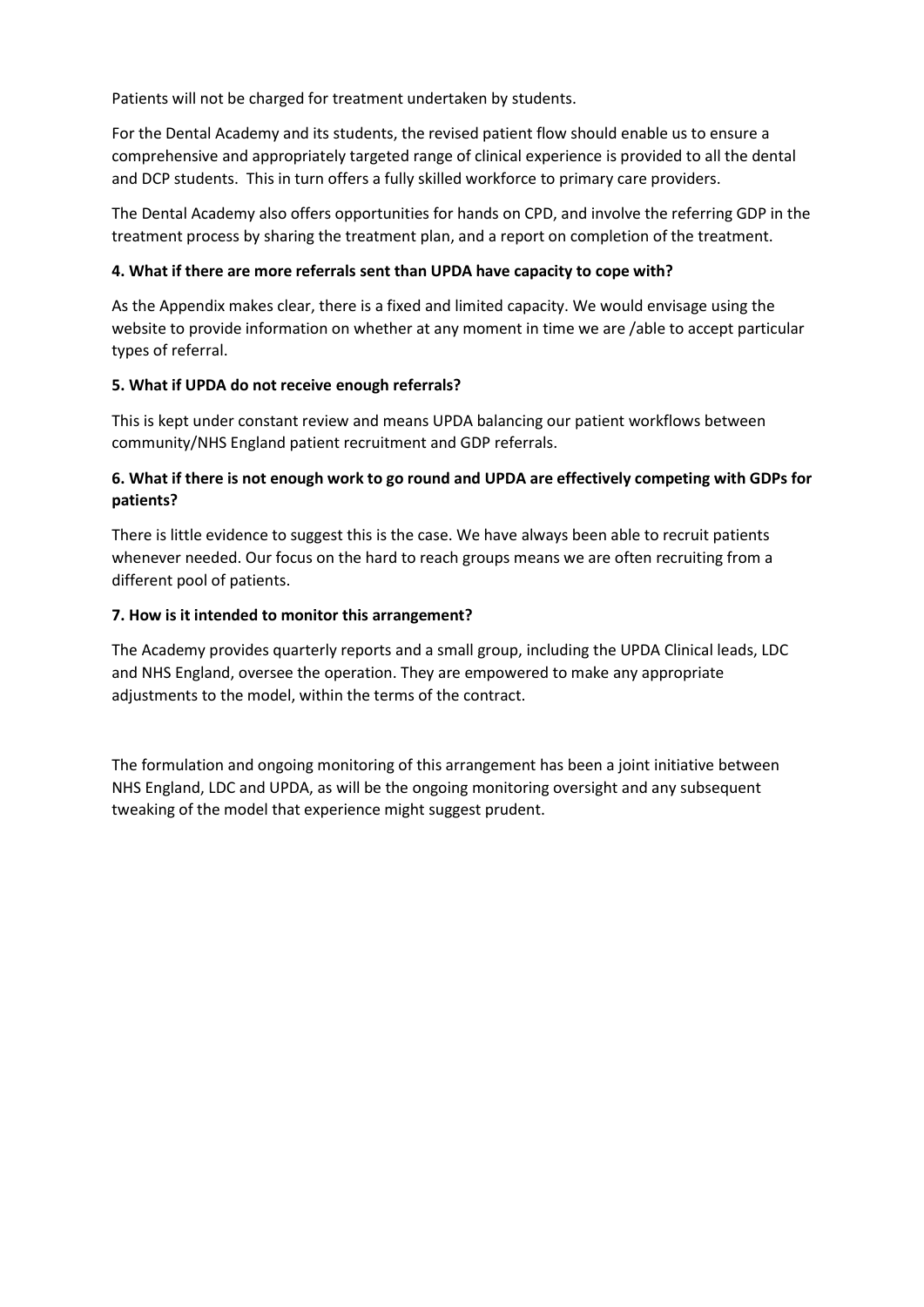Patients will not be charged for treatment undertaken by students.

For the Dental Academy and its students, the revised patient flow should enable us to ensure a comprehensive and appropriately targeted range of clinical experience is provided to all the dental and DCP students. This in turn offers a fully skilled workforce to primary care providers.

The Dental Academy also offers opportunities for hands on CPD, and involve the referring GDP in the treatment process by sharing the treatment plan, and a report on completion of the treatment.

**4. What if there are more referrals sent than UPDA have capacity to cope with?**

As the Appendix makes clear, there is a fixed and limited capacity. We would envisage using the website to provide information on whether at any moment in time we are /able to accept particular types of referral.

**5. What if UPDA do not receive enough referrals?**

This is kept under constant review and means UPDA balancing our patient workflows between community/NHS England patient recruitment and GDP referrals.

**6. What if there is not enough work to go round and UPDA are effectively competing with GDPs for patients?**

There is little evidence to suggest this is the case. We have always been able to recruit patients whenever needed. Our focus on the hard to reach groups means we are often recruiting from a different pool of patients.

**7. How is it intended to monitor this arrangement?**

The Academy provides quarterly reports and a small group, including the UPDA Clinical leads, LDC and NHS England, oversee the operation. They are empowered to make any appropriate adjustments to the model, within the terms of the contract.

The formulation and ongoing monitoring of this arrangement has been a joint initiative between NHS England, LDC and UPDA, as will be the ongoing monitoring oversight and any subsequent tweaking of the model that experience might suggest prudent.